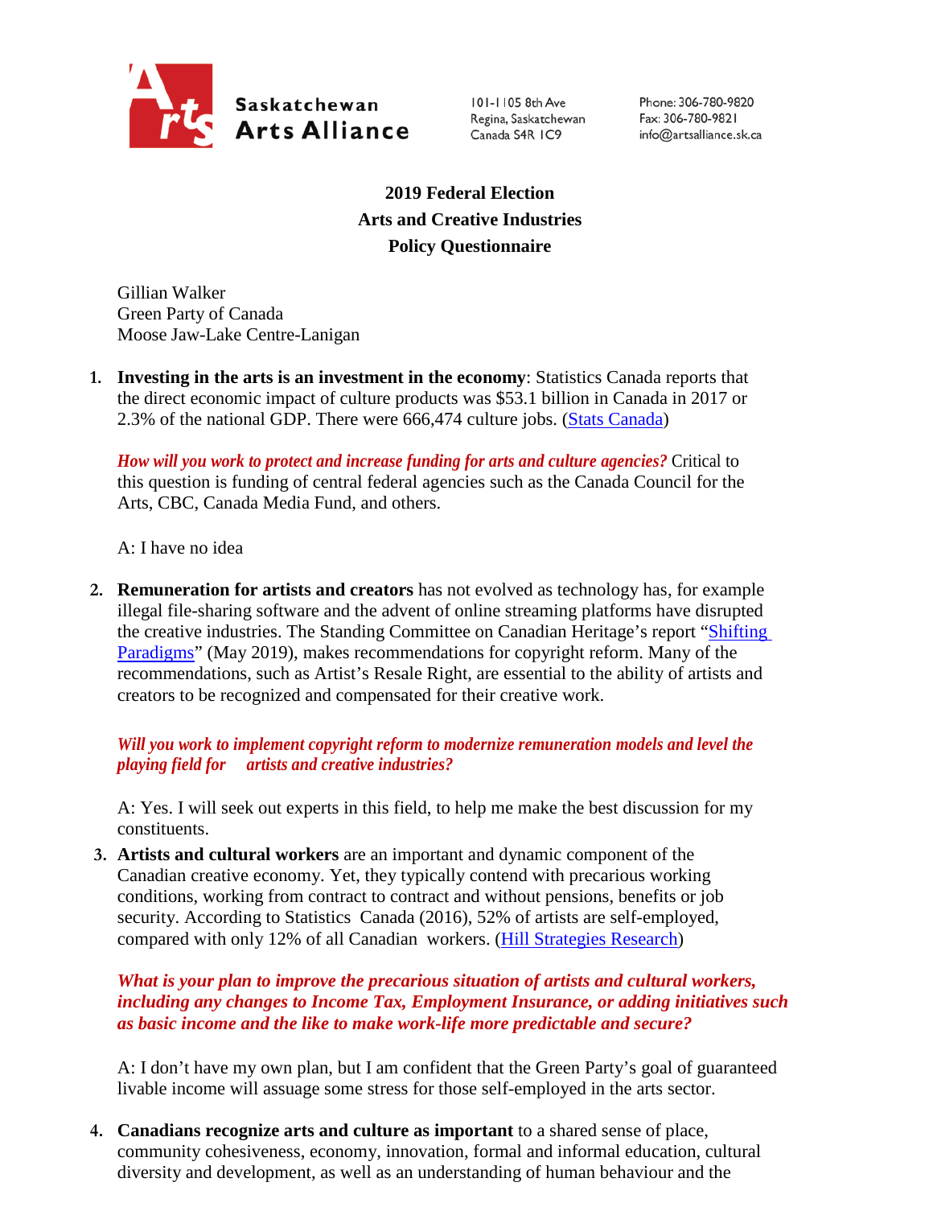Saskatchewan Arts Alliance

101-1105 8th Ave
Regina, Saskatchewan
Canada S4R 1C9

Phone: 306-780-9820
Fax: 306-780-9821
info@artsalliance.sk.ca

# 2019 Federal Election
# Arts and Creative Industries
# Policy Questionnaire

Gillian Walker
Green Party of Canada
Moose Jaw-Lake Centre-Lanigan

1. **Investing in the arts is an investment in the economy**: Statistics Canada reports that the direct economic impact of culture products was $53.1 billion in Canada in 2017 or 2.3% of the national GDP. There were 666,474 culture jobs. (Stats Canada)

   ***How will you work to protect and increase funding for arts and culture agencies?*** Critical to this question is funding of central federal agencies such as the Canada Council for the Arts, CBC, Canada Media Fund, and others.

   A: I have no idea

2. **Remuneration for artists and creators** has not evolved as technology has, for example illegal file-sharing software and the advent of online streaming platforms have disrupted the creative industries. The Standing Committee on Canadian Heritage's report "Shifting Paradigms" (May 2019), makes recommendations for copyright reform. Many of the recommendations, such as Artist's Resale Right, are essential to the ability of artists and creators to be recognized and compensated for their creative work.

   ***Will you work to implement copyright reform to modernize remuneration models and level the playing field for artists and creative industries?***

   A: Yes. I will seek out experts in this field, to help me make the best discussion for my constituents.

3. **Artists and cultural workers** are an important and dynamic component of the Canadian creative economy. Yet, they typically contend with precarious working conditions, working from contract to contract and without pensions, benefits or job security. According to Statistics Canada (2016), 52% of artists are self-employed, compared with only 12% of all Canadian workers. (Hill Strategies Research)

   ***What is your plan to improve the precarious situation of artists and cultural workers, including any changes to Income Tax, Employment Insurance, or adding initiatives such as basic income and the like to make work-life more predictable and secure?***

   A: I don't have my own plan, but I am confident that the Green Party's goal of guaranteed livable income will assuage some stress for those self-employed in the arts sector.

4. **Canadians recognize arts and culture as important** to a shared sense of place, community cohesiveness, economy, innovation, formal and informal education, cultural diversity and development, as well as an understanding of human behaviour and the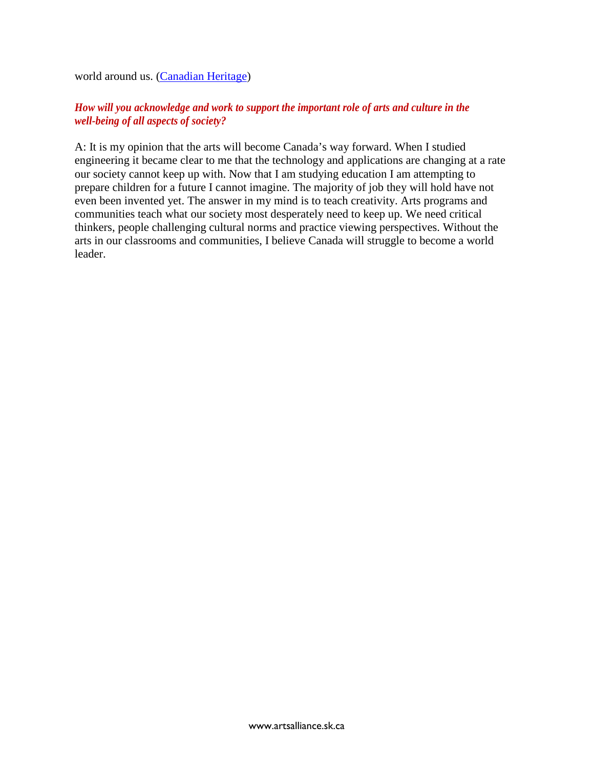world around us. (Canadian Heritage)

***How will you acknowledge and work to support the important role of arts and culture in the well-being of all aspects of society?***

A: It is my opinion that the arts will become Canada's way forward. When I studied engineering it became clear to me that the technology and applications are changing at a rate our society cannot keep up with. Now that I am studying education I am attempting to prepare children for a future I cannot imagine. The majority of job they will hold have not even been invented yet. The answer in my mind is to teach creativity. Arts programs and communities teach what our society most desperately need to keep up. We need critical thinkers, people challenging cultural norms and practice viewing perspectives. Without the arts in our classrooms and communities, I believe Canada will struggle to become a world leader.